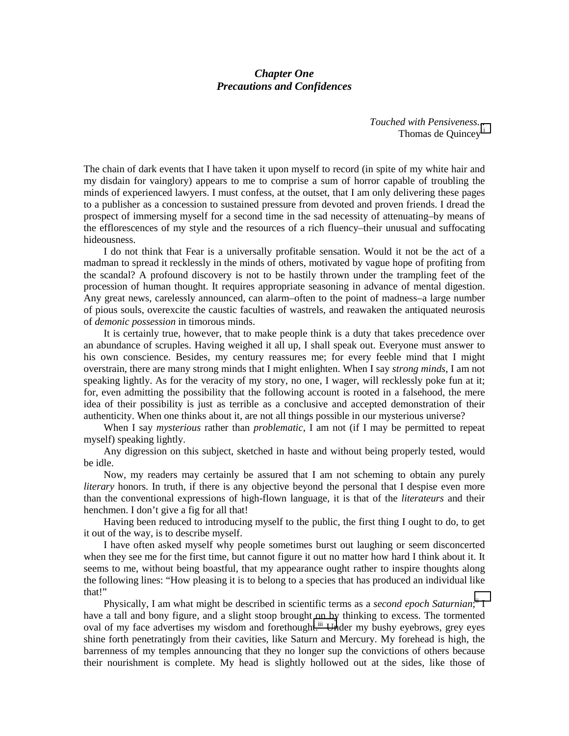# *Chapter One*
# *Precautions and Confidences*

*Touched with Pensiveness.*
Thomas de Quincey[i]

The chain of dark events that I have taken it upon myself to record (in spite of my white hair and my disdain for vainglory) appears to me to comprise a sum of horror capable of troubling the minds of experienced lawyers. I must confess, at the outset, that I am only delivering these pages to a publisher as a concession to sustained pressure from devoted and proven friends. I dread the prospect of immersing myself for a second time in the sad necessity of attenuating–by means of the efflorescences of my style and the resources of a rich fluency–their unusual and suffocating hideousness.

I do not think that Fear is a universally profitable sensation. Would it not be the act of a madman to spread it recklessly in the minds of others, motivated by vague hope of profiting from the scandal? A profound discovery is not to be hastily thrown under the trampling feet of the procession of human thought. It requires appropriate seasoning in advance of mental digestion. Any great news, carelessly announced, can alarm–often to the point of madness–a large number of pious souls, overexcite the caustic faculties of wastrels, and reawaken the antiquated neurosis of *demonic possession* in timorous minds.

It is certainly true, however, that to make people think is a duty that takes precedence over an abundance of scruples. Having weighed it all up, I shall speak out. Everyone must answer to his own conscience. Besides, my century reassures me; for every feeble mind that I might overstrain, there are many strong minds that I might enlighten. When I say *strong minds*, I am not speaking lightly. As for the veracity of my story, no one, I wager, will recklessly poke fun at it; for, even admitting the possibility that the following account is rooted in a falsehood, the mere idea of their possibility is just as terrible as a conclusive and accepted demonstration of their authenticity. When one thinks about it, are not all things possible in our mysterious universe?

When I say *mysterious* rather than *problematic*, I am not (if I may be permitted to repeat myself) speaking lightly.

Any digression on this subject, sketched in haste and without being properly tested, would be idle.

Now, my readers may certainly be assured that I am not scheming to obtain any purely *literary* honors. In truth, if there is any objective beyond the personal that I despise even more than the conventional expressions of high-flown language, it is that of the *literateurs* and their henchmen. I don't give a fig for all that!

Having been reduced to introducing myself to the public, the first thing I ought to do, to get it out of the way, is to describe myself.

I have often asked myself why people sometimes burst out laughing or seem disconcerted when they see me for the first time, but cannot figure it out no matter how hard I think about it. It seems to me, without being boastful, that my appearance ought rather to inspire thoughts along the following lines: "How pleasing it is to belong to a species that has produced an individual like that!"

Physically, I am what might be described in scientific terms as a *second epoch Saturnian*;[ii] I have a tall and bony figure, and a slight stoop brought on by thinking to excess. The tormented oval of my face advertises my wisdom and forethought.[iii] Under my bushy eyebrows, grey eyes shine forth penetratingly from their cavities, like Saturn and Mercury. My forehead is high, the barrenness of my temples announcing that they no longer sup the convictions of others because their nourishment is complete. My head is slightly hollowed out at the sides, like those of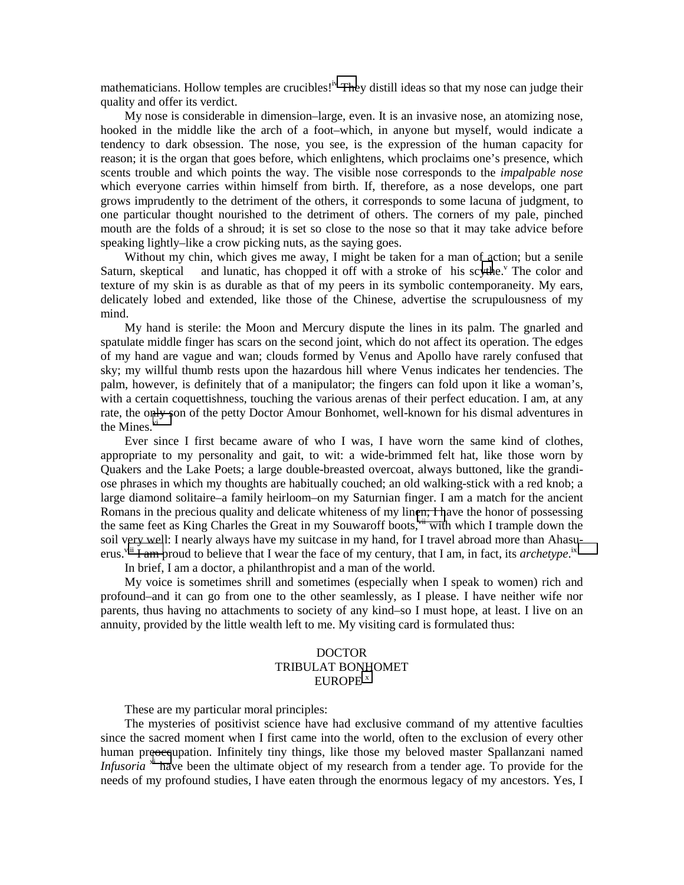mathematicians. Hollow temples are crucibles![iv] They distill ideas so that my nose can judge their quality and offer its verdict.

My nose is considerable in dimension–large, even. It is an invasive nose, an atomizing nose, hooked in the middle like the arch of a foot–which, in anyone but myself, would indicate a tendency to dark obsession. The nose, you see, is the expression of the human capacity for reason; it is the organ that goes before, which enlightens, which proclaims one's presence, which scents trouble and which points the way. The visible nose corresponds to the *impalpable nose* which everyone carries within himself from birth. If, therefore, as a nose develops, one part grows imprudently to the detriment of the others, it corresponds to some lacuna of judgment, to one particular thought nourished to the detriment of others. The corners of my pale, pinched mouth are the folds of a shroud; it is set so close to the nose so that it may take advice before speaking lightly–like a crow picking nuts, as the saying goes.

Without my chin, which gives me away, I might be taken for a man of action; but a senile Saturn, skeptical and lunatic, has chopped it off with a stroke of his scythe.[v] The color and texture of my skin is as durable as that of my peers in its symbolic contemporaneity. My ears, delicately lobed and extended, like those of the Chinese, advertise the scrupulousness of my mind.

My hand is sterile: the Moon and Mercury dispute the lines in its palm. The gnarled and spatulate middle finger has scars on the second joint, which do not affect its operation. The edges of my hand are vague and wan; clouds formed by Venus and Apollo have rarely confused that sky; my willful thumb rests upon the hazardous hill where Venus indicates her tendencies. The palm, however, is definitely that of a manipulator; the fingers can fold upon it like a woman's, with a certain coquettishness, touching the various arenas of their perfect education. I am, at any rate, the only son of the petty Doctor Amour Bonhomet, well-known for his dismal adventures in the Mines.[vi]

Ever since I first became aware of who I was, I have worn the same kind of clothes, appropriate to my personality and gait, to wit: a wide-brimmed felt hat, like those worn by Quakers and the Lake Poets; a large double-breasted overcoat, always buttoned, like the grandiose phrases in which my thoughts are habitually couched; an old walking-stick with a red knob; a large diamond solitaire–a family heirloom–on my Saturnian finger. I am a match for the ancient Romans in the precious quality and delicate whiteness of my linen; I have the honor of possessing the same feet as King Charles the Great in my Souwaroff boots,[vii] with which I trample down the soil very well: I nearly always have my suitcase in my hand, for I travel abroad more than Ahasuerus.[viii] I am proud to believe that I wear the face of my century, that I am, in fact, its *archetype*.[ix]

In brief, I am a doctor, a philanthropist and a man of the world.

My voice is sometimes shrill and sometimes (especially when I speak to women) rich and profound–and it can go from one to the other seamlessly, as I please. I have neither wife nor parents, thus having no attachments to society of any kind–so I must hope, at least. I live on an annuity, provided by the little wealth left to me. My visiting card is formulated thus:

DOCTOR
TRIBULAT BONHOMET
EUROPE[x]

These are my particular moral principles:

The mysteries of positivist science have had exclusive command of my attentive faculties since the sacred moment when I first came into the world, often to the exclusion of every other human preoccupation. Infinitely tiny things, like those my beloved master Spallanzani named *Infusoria*[xi] have been the ultimate object of my research from a tender age. To provide for the needs of my profound studies, I have eaten through the enormous legacy of my ancestors. Yes, I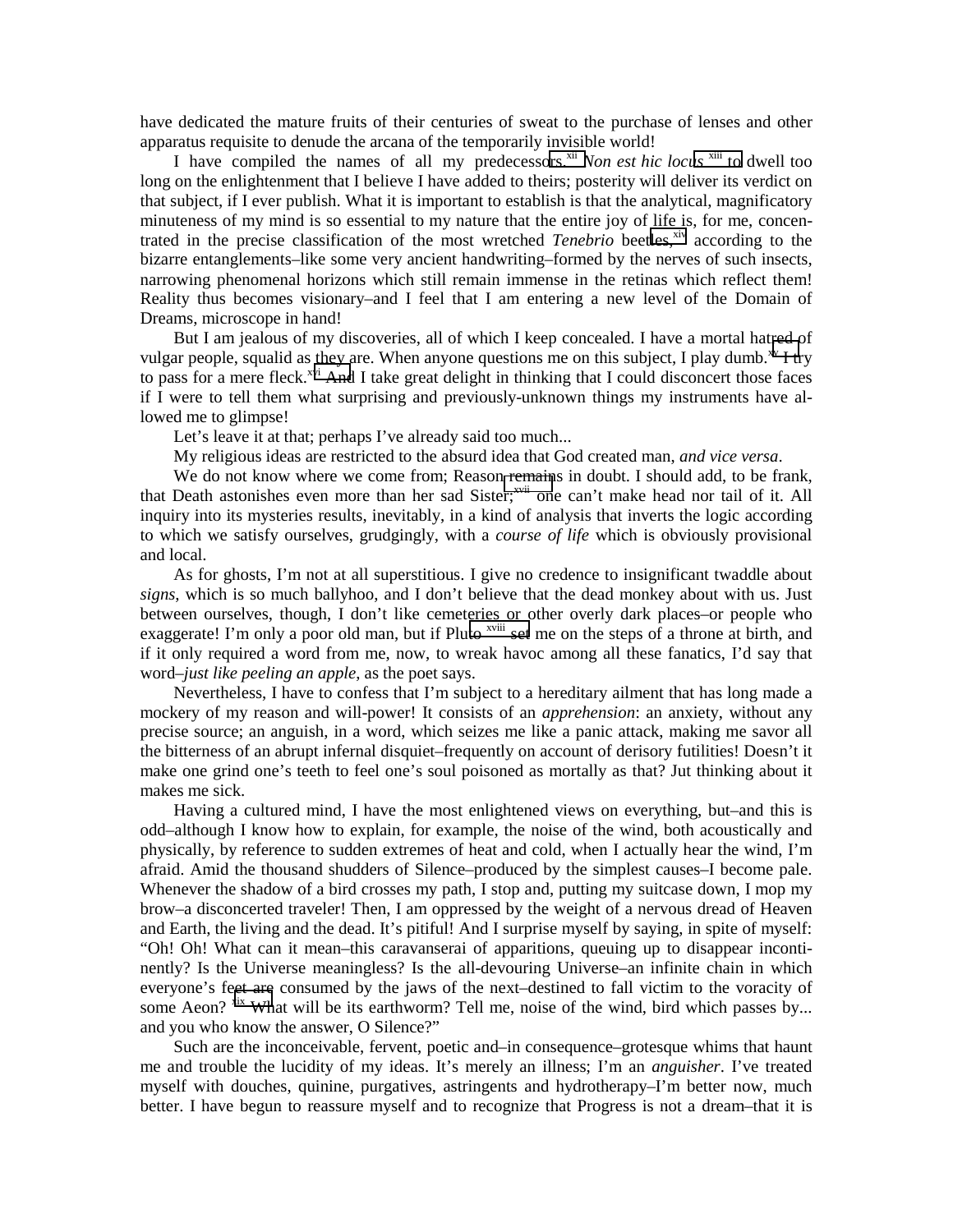have dedicated the mature fruits of their centuries of sweat to the purchase of lenses and other apparatus requisite to denude the arcana of the temporarily invisible world!

I have compiled the names of all my predecessors.[xii] *Non est hic locus*[xiii] to dwell too long on the enlightenment that I believe I have added to theirs; posterity will deliver its verdict on that subject, if I ever publish. What it is important to establish is that the analytical, magnificatory minuteness of my mind is so essential to my nature that the entire joy of life is, for me, concentrated in the precise classification of the most wretched *Tenebrio* beetles,[xiv] according to the bizarre entanglements–like some very ancient handwriting–formed by the nerves of such insects, narrowing phenomenal horizons which still remain immense in the retinas which reflect them! Reality thus becomes visionary–and I feel that I am entering a new level of the Domain of Dreams, microscope in hand!

But I am jealous of my discoveries, all of which I keep concealed. I have a mortal hatred of vulgar people, squalid as they are. When anyone questions me on this subject, I play dumb.[xv] I try to pass for a mere fleck.[xvi] And I take great delight in thinking that I could disconcert those faces if I were to tell them what surprising and previously-unknown things my instruments have allowed me to glimpse!

Let's leave it at that; perhaps I've already said too much...

My religious ideas are restricted to the absurd idea that God created man, *and vice versa*.

We do not know where we come from; Reason remains in doubt. I should add, to be frank, that Death astonishes even more than her sad Sister;[xvii] one can't make head nor tail of it. All inquiry into its mysteries results, inevitably, in a kind of analysis that inverts the logic according to which we satisfy ourselves, grudgingly, with a *course of life* which is obviously provisional and local.

As for ghosts, I'm not at all superstitious. I give no credence to insignificant twaddle about *signs*, which is so much ballyhoo, and I don't believe that the dead monkey about with us. Just between ourselves, though, I don't like cemeteries or other overly dark places–or people who exaggerate! I'm only a poor old man, but if Pluto[xviii] set me on the steps of a throne at birth, and if it only required a word from me, now, to wreak havoc among all these fanatics, I'd say that word–*just like peeling an apple*, as the poet says.

Nevertheless, I have to confess that I'm subject to a hereditary ailment that has long made a mockery of my reason and will-power! It consists of an *apprehension*: an anxiety, without any precise source; an anguish, in a word, which seizes me like a panic attack, making me savor all the bitterness of an abrupt infernal disquiet–frequently on account of derisory futilities! Doesn't it make one grind one's teeth to feel one's soul poisoned as mortally as that? Jut thinking about it makes me sick.

Having a cultured mind, I have the most enlightened views on everything, but–and this is odd–although I know how to explain, for example, the noise of the wind, both acoustically and physically, by reference to sudden extremes of heat and cold, when I actually hear the wind, I'm afraid. Amid the thousand shudders of Silence–produced by the simplest causes–I become pale. Whenever the shadow of a bird crosses my path, I stop and, putting my suitcase down, I mop my brow–a disconcerted traveler! Then, I am oppressed by the weight of a nervous dread of Heaven and Earth, the living and the dead. It's pitiful! And I surprise myself by saying, in spite of myself: "Oh! Oh! What can it mean–this caravanserai of apparitions, queuing up to disappear incontinently? Is the Universe meaningless? Is the all-devouring Universe–an infinite chain in which everyone's feet are consumed by the jaws of the next–destined to fall victim to the voracity of some Aeon?[xix] What will be its earthworm? Tell me, noise of the wind, bird which passes by... and you who know the answer, O Silence?"

Such are the inconceivable, fervent, poetic and–in consequence–grotesque whims that haunt me and trouble the lucidity of my ideas. It's merely an illness; I'm an *anguisher*. I've treated myself with douches, quinine, purgatives, astringents and hydrotherapy–I'm better now, much better. I have begun to reassure myself and to recognize that Progress is not a dream–that it is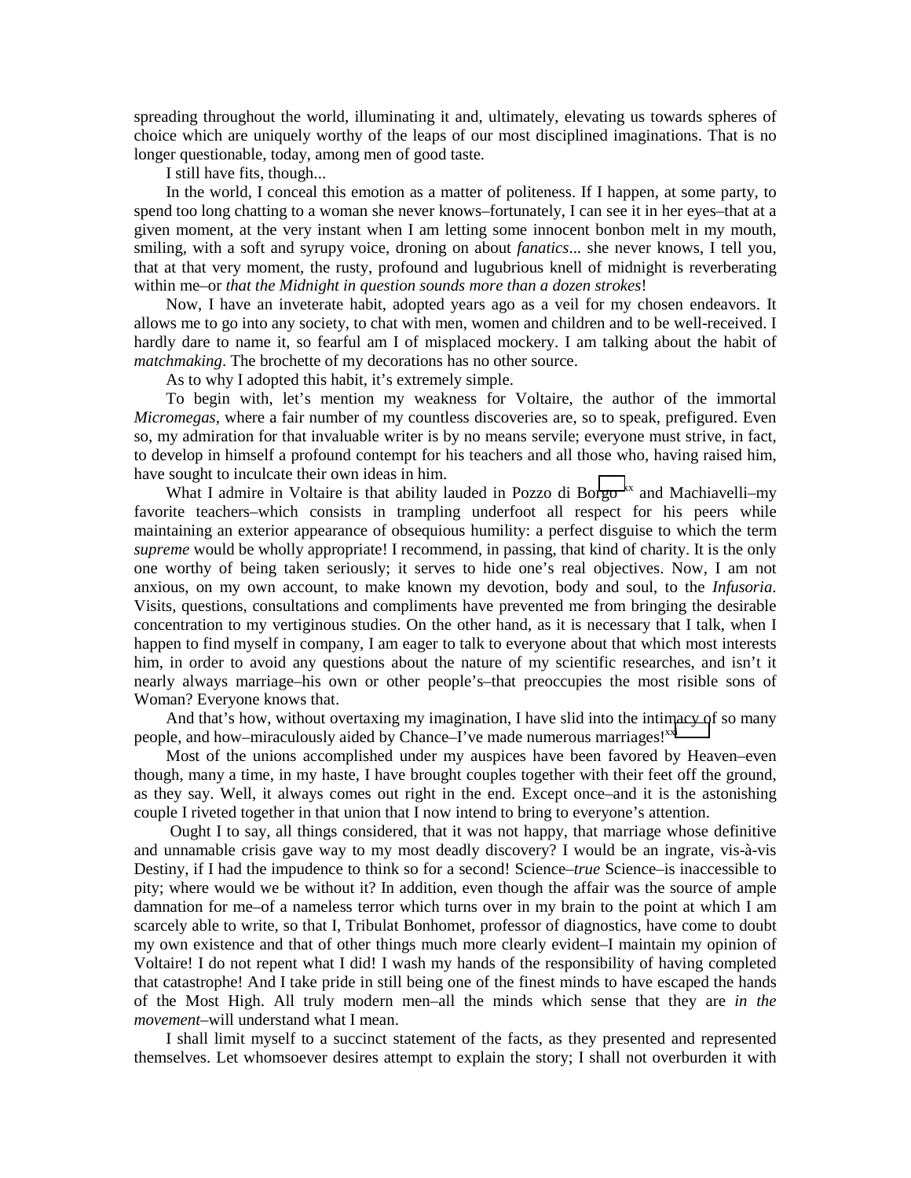spreading throughout the world, illuminating it and, ultimately, elevating us towards spheres of choice which are uniquely worthy of the leaps of our most disciplined imaginations. That is no longer questionable, today, among men of good taste.

I still have fits, though...

In the world, I conceal this emotion as a matter of politeness. If I happen, at some party, to spend too long chatting to a woman she never knows–fortunately, I can see it in her eyes–that at a given moment, at the very instant when I am letting some innocent bonbon melt in my mouth, smiling, with a soft and syrupy voice, droning on about *fanatics*... she never knows, I tell you, that at that very moment, the rusty, profound and lugubrious knell of midnight is reverberating within me–or *that the Midnight in question sounds more than a dozen strokes*!

Now, I have an inveterate habit, adopted years ago as a veil for my chosen endeavors. It allows me to go into any society, to chat with men, women and children and to be well-received. I hardly dare to name it, so fearful am I of misplaced mockery. I am talking about the habit of *matchmaking*. The brochette of my decorations has no other source.

As to why I adopted this habit, it's extremely simple.

To begin with, let's mention my weakness for Voltaire, the author of the immortal *Micromegas*, where a fair number of my countless discoveries are, so to speak, prefigured. Even so, my admiration for that invaluable writer is by no means servile; everyone must strive, in fact, to develop in himself a profound contempt for his teachers and all those who, having raised him, have sought to inculcate their own ideas in him.

What I admire in Voltaire is that ability lauded in Pozzo di Borgo[xx] and Machiavelli–my favorite teachers–which consists in trampling underfoot all respect for his peers while maintaining an exterior appearance of obsequious humility: a perfect disguise to which the term *supreme* would be wholly appropriate! I recommend, in passing, that kind of charity. It is the only one worthy of being taken seriously; it serves to hide one's real objectives. Now, I am not anxious, on my own account, to make known my devotion, body and soul, to the *Infusoria*. Visits, questions, consultations and compliments have prevented me from bringing the desirable concentration to my vertiginous studies. On the other hand, as it is necessary that I talk, when I happen to find myself in company, I am eager to talk to everyone about that which most interests him, in order to avoid any questions about the nature of my scientific researches, and isn't it nearly always marriage–his own or other people's–that preoccupies the most risible sons of Woman? Everyone knows that.

And that's how, without overtaxing my imagination, I have slid into the intimacy of so many people, and how–miraculously aided by Chance–I've made numerous marriages![xxi]

Most of the unions accomplished under my auspices have been favored by Heaven–even though, many a time, in my haste, I have brought couples together with their feet off the ground, as they say. Well, it always comes out right in the end. Except once–and it is the astonishing couple I riveted together in that union that I now intend to bring to everyone's attention.

Ought I to say, all things considered, that it was not happy, that marriage whose definitive and unnamable crisis gave way to my most deadly discovery? I would be an ingrate, vis-à-vis Destiny, if I had the impudence to think so for a second! Science–*true* Science–is inaccessible to pity; where would we be without it? In addition, even though the affair was the source of ample damnation for me–of a nameless terror which turns over in my brain to the point at which I am scarcely able to write, so that I, Tribulat Bonhomet, professor of diagnostics, have come to doubt my own existence and that of other things much more clearly evident–I maintain my opinion of Voltaire! I do not repent what I did! I wash my hands of the responsibility of having completed that catastrophe! And I take pride in still being one of the finest minds to have escaped the hands of the Most High. All truly modern men–all the minds which sense that they are *in the movement*–will understand what I mean.

I shall limit myself to a succinct statement of the facts, as they presented and represented themselves. Let whomsoever desires attempt to explain the story; I shall not overburden it with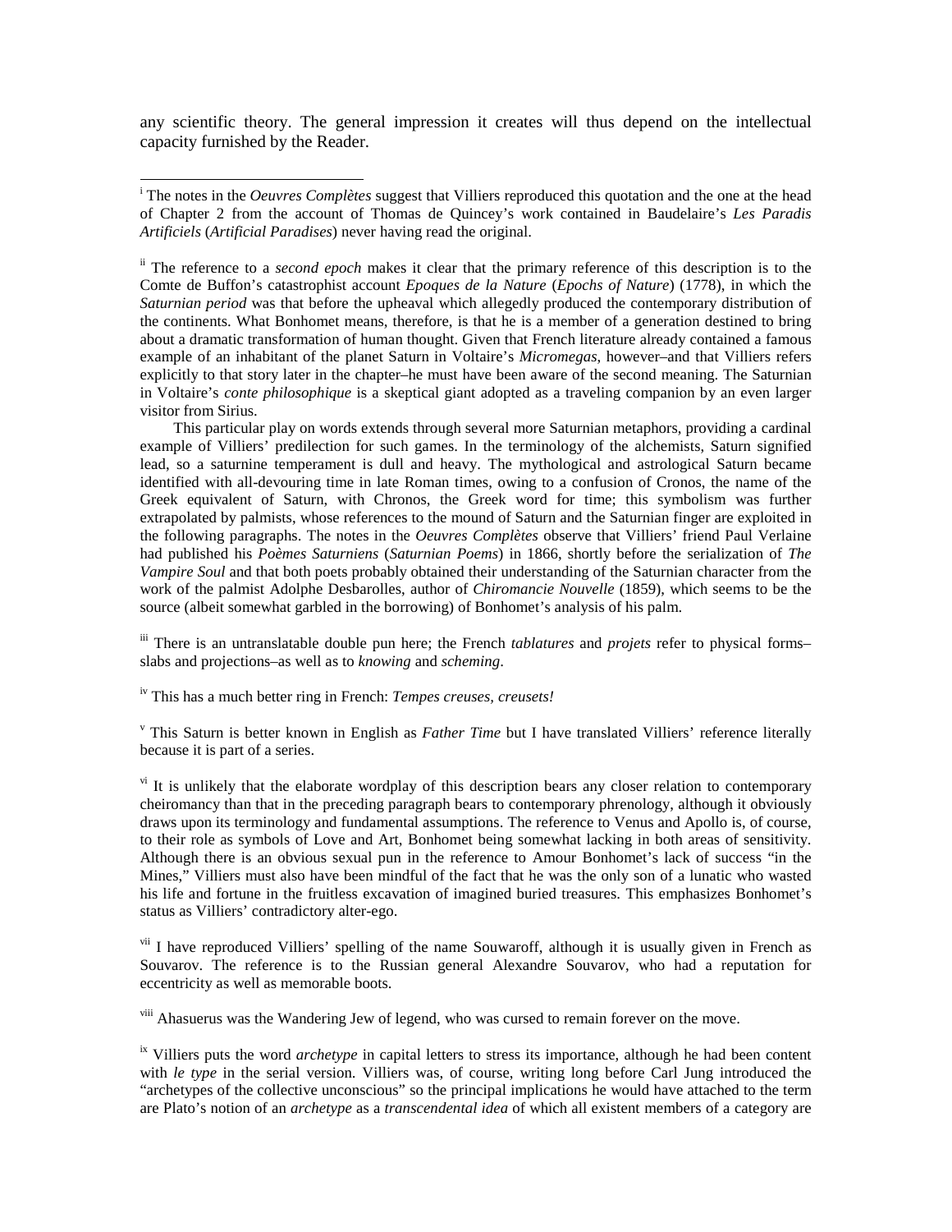any scientific theory. The general impression it creates will thus depend on the intellectual capacity furnished by the Reader.

---

[i] The notes in the *Oeuvres Complètes* suggest that Villiers reproduced this quotation and the one at the head of Chapter 2 from the account of Thomas de Quincey's work contained in Baudelaire's *Les Paradis Artificiels* (*Artificial Paradises*) never having read the original.

[ii] The reference to a *second epoch* makes it clear that the primary reference of this description is to the Comte de Buffon's catastrophist account *Epoques de la Nature* (*Epochs of Nature*) (1778), in which the *Saturnian period* was that before the upheaval which allegedly produced the contemporary distribution of the continents. What Bonhomet means, therefore, is that he is a member of a generation destined to bring about a dramatic transformation of human thought. Given that French literature already contained a famous example of an inhabitant of the planet Saturn in Voltaire's *Micromegas*, however–and that Villiers refers explicitly to that story later in the chapter–he must have been aware of the second meaning. The Saturnian in Voltaire's *conte philosophique* is a skeptical giant adopted as a traveling companion by an even larger visitor from Sirius.

This particular play on words extends through several more Saturnian metaphors, providing a cardinal example of Villiers' predilection for such games. In the terminology of the alchemists, Saturn signified lead, so a saturnine temperament is dull and heavy. The mythological and astrological Saturn became identified with all-devouring time in late Roman times, owing to a confusion of Cronos, the name of the Greek equivalent of Saturn, with Chronos, the Greek word for time; this symbolism was further extrapolated by palmists, whose references to the mound of Saturn and the Saturnian finger are exploited in the following paragraphs. The notes in the *Oeuvres Complètes* observe that Villiers' friend Paul Verlaine had published his *Poèmes Saturniens* (*Saturnian Poems*) in 1866, shortly before the serialization of *The Vampire Soul* and that both poets probably obtained their understanding of the Saturnian character from the work of the palmist Adolphe Desbarolles, author of *Chiromancie Nouvelle* (1859), which seems to be the source (albeit somewhat garbled in the borrowing) of Bonhomet's analysis of his palm.

[iii] There is an untranslatable double pun here; the French *tablatures* and *projets* refer to physical forms–slabs and projections–as well as to *knowing* and *scheming*.

[iv] This has a much better ring in French: *Tempes creuses, creusets!*

[v] This Saturn is better known in English as *Father Time* but I have translated Villiers' reference literally because it is part of a series.

[vi] It is unlikely that the elaborate wordplay of this description bears any closer relation to contemporary cheiromancy than that in the preceding paragraph bears to contemporary phrenology, although it obviously draws upon its terminology and fundamental assumptions. The reference to Venus and Apollo is, of course, to their role as symbols of Love and Art, Bonhomet being somewhat lacking in both areas of sensitivity. Although there is an obvious sexual pun in the reference to Amour Bonhomet's lack of success "in the Mines," Villiers must also have been mindful of the fact that he was the only son of a lunatic who wasted his life and fortune in the fruitless excavation of imagined buried treasures. This emphasizes Bonhomet's status as Villiers' contradictory alter-ego.

[vii] I have reproduced Villiers' spelling of the name Souwaroff, although it is usually given in French as Souvarov. The reference is to the Russian general Alexandre Souvarov, who had a reputation for eccentricity as well as memorable boots.

[viii] Ahasuerus was the Wandering Jew of legend, who was cursed to remain forever on the move.

[ix] Villiers puts the word *archetype* in capital letters to stress its importance, although he had been content with *le type* in the serial version. Villiers was, of course, writing long before Carl Jung introduced the "archetypes of the collective unconscious" so the principal implications he would have attached to the term are Plato's notion of an *archetype* as a *transcendental idea* of which all existent members of a category are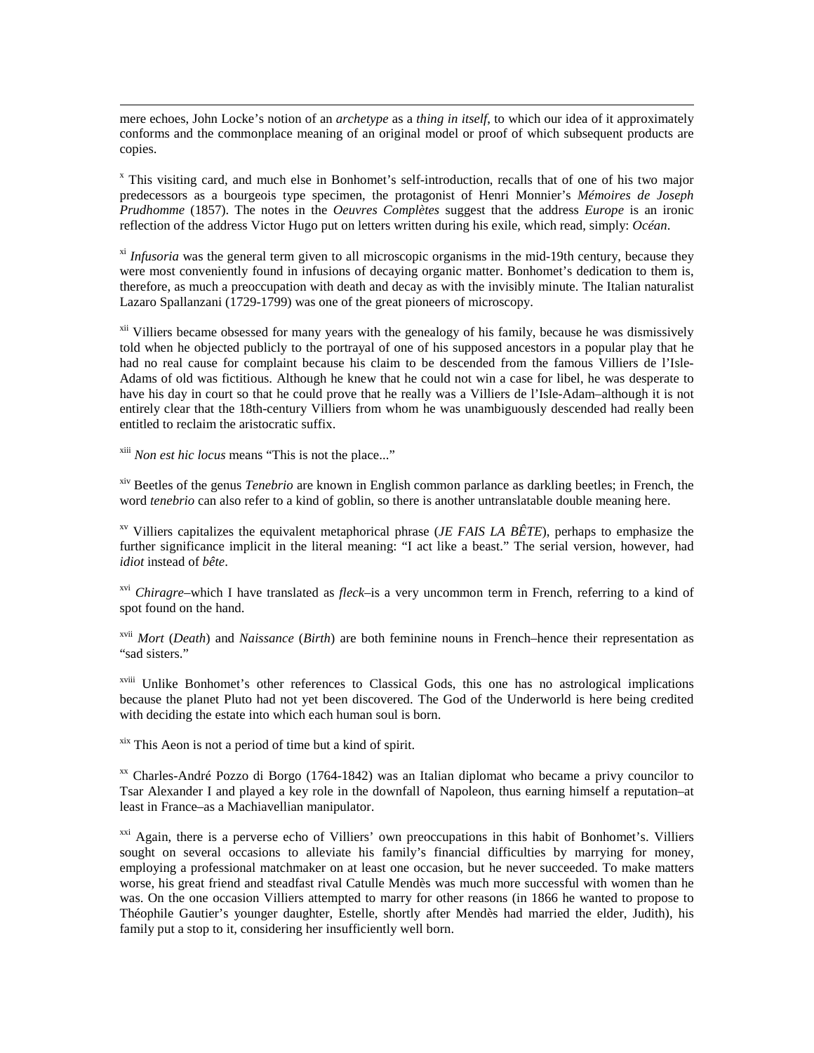mere echoes, John Locke's notion of an *archetype* as a *thing in itself*, to which our idea of it approximately conforms and the commonplace meaning of an original model or proof of which subsequent products are copies.

[x] This visiting card, and much else in Bonhomet's self-introduction, recalls that of one of his two major predecessors as a bourgeois type specimen, the protagonist of Henri Monnier's *Mémoires de Joseph Prudhomme* (1857). The notes in the *Oeuvres Complètes* suggest that the address *Europe* is an ironic reflection of the address Victor Hugo put on letters written during his exile, which read, simply: *Océan*.

[xi] *Infusoria* was the general term given to all microscopic organisms in the mid-19th century, because they were most conveniently found in infusions of decaying organic matter. Bonhomet's dedication to them is, therefore, as much a preoccupation with death and decay as with the invisibly minute. The Italian naturalist Lazaro Spallanzani (1729-1799) was one of the great pioneers of microscopy.

[xii] Villiers became obsessed for many years with the genealogy of his family, because he was dismissively told when he objected publicly to the portrayal of one of his supposed ancestors in a popular play that he had no real cause for complaint because his claim to be descended from the famous Villiers de l'Isle-Adams of old was fictitious. Although he knew that he could not win a case for libel, he was desperate to have his day in court so that he could prove that he really was a Villiers de l'Isle-Adam–although it is not entirely clear that the 18th-century Villiers from whom he was unambiguously descended had really been entitled to reclaim the aristocratic suffix.

[xiii] *Non est hic locus* means "This is not the place..."

[xiv] Beetles of the genus *Tenebrio* are known in English common parlance as darkling beetles; in French, the word *tenebrio* can also refer to a kind of goblin, so there is another untranslatable double meaning here.

[xv] Villiers capitalizes the equivalent metaphorical phrase (*JE FAIS LA BÊTE*), perhaps to emphasize the further significance implicit in the literal meaning: "I act like a beast." The serial version, however, had *idiot* instead of *bête*.

[xvi] *Chiragre*–which I have translated as *fleck*–is a very uncommon term in French, referring to a kind of spot found on the hand.

[xvii] *Mort* (*Death*) and *Naissance* (*Birth*) are both feminine nouns in French–hence their representation as "sad sisters."

[xviii] Unlike Bonhomet's other references to Classical Gods, this one has no astrological implications because the planet Pluto had not yet been discovered. The God of the Underworld is here being credited with deciding the estate into which each human soul is born.

[xix] This Aeon is not a period of time but a kind of spirit.

[xx] Charles-André Pozzo di Borgo (1764-1842) was an Italian diplomat who became a privy councilor to Tsar Alexander I and played a key role in the downfall of Napoleon, thus earning himself a reputation–at least in France–as a Machiavellian manipulator.

[xxi] Again, there is a perverse echo of Villiers' own preoccupations in this habit of Bonhomet's. Villiers sought on several occasions to alleviate his family's financial difficulties by marrying for money, employing a professional matchmaker on at least one occasion, but he never succeeded. To make matters worse, his great friend and steadfast rival Catulle Mendès was much more successful with women than he was. On the one occasion Villiers attempted to marry for other reasons (in 1866 he wanted to propose to Théophile Gautier's younger daughter, Estelle, shortly after Mendès had married the elder, Judith), his family put a stop to it, considering her insufficiently well born.